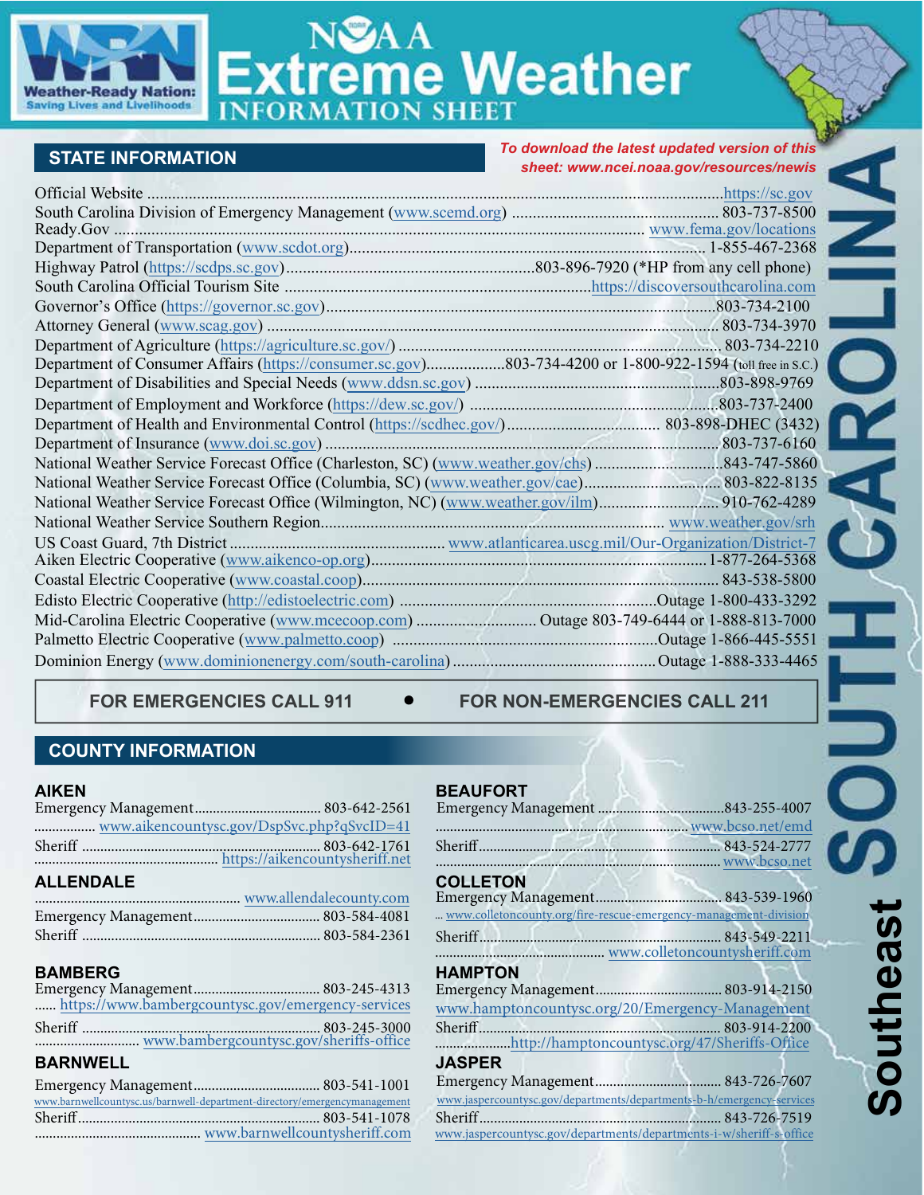# NOAA Extreme Weather INFORMATION SHEET

Weather-Ready Nation: Saving Lives and Livelihoods

**SOUTH CAROLINA** — **Southeast**

## STATE INFORMATION

*To download the latest updated version of this sheet: www.ncei.noaa.gov/resources/newis*

| | |
|---|---|
| Official Website | https://sc.gov |
| South Carolina Division of Emergency Management (www.scemd.org) | 803-737-8500 |
| Ready.Gov | www.fema.gov/locations |
| Department of Transportation (www.scdot.org) | 1-855-467-2368 |
| Highway Patrol (https://scdps.sc.gov) | 803-896-7920 (*HP from any cell phone) |
| South Carolina Official Tourism Site | https://discoversouthcarolina.com |
| Governor's Office (https://governor.sc.gov) | 803-734-2100 |
| Attorney General (www.scag.gov) | 803-734-3970 |
| Department of Agriculture (https://agriculture.sc.gov/) | 803-734-2210 |
| Department of Consumer Affairs (https://consumer.sc.gov) | 803-734-4200 or 1-800-922-1594 (toll free in S.C.) |
| Department of Disabilities and Special Needs (www.ddsn.sc.gov) | 803-898-9769 |
| Department of Employment and Workforce (https://dew.sc.gov/) | 803-737-2400 |
| Department of Health and Environmental Control (https://scdhec.gov/) | 803-898-DHEC (3432) |
| Department of Insurance (www.doi.sc.gov) | 803-737-6160 |
| National Weather Service Forecast Office (Charleston, SC) (www.weather.gov/chs) | 843-747-5860 |
| National Weather Service Forecast Office (Columbia, SC) (www.weather.gov/cae) | 803-822-8135 |
| National Weather Service Forecast Office (Wilmington, NC) (www.weather.gov/ilm) | 910-762-4289 |
| National Weather Service Southern Region | www.weather.gov/srh |
| US Coast Guard, 7th District | www.atlanticarea.uscg.mil/Our-Organization/District-7 |
| Aiken Electric Cooperative (www.aikenco-op.org) | 1-877-264-5368 |
| Coastal Electric Cooperative (www.coastal.coop) | 843-538-5800 |
| Edisto Electric Cooperative (http://edistoelectric.com) | Outage 1-800-433-3292 |
| Mid-Carolina Electric Cooperative (www.mcecoop.com) | Outage 803-749-6444 or 1-888-813-7000 |
| Palmetto Electric Cooperative (www.palmetto.coop) | Outage 1-866-445-5551 |
| Dominion Energy (www.dominionenergy.com/south-carolina) | Outage 1-888-333-4465 |

**FOR EMERGENCIES CALL 911 • FOR NON-EMERGENCIES CALL 211**

## COUNTY INFORMATION

### AIKEN
- Emergency Management: 803-642-2561
- www.aikencountysc.gov/DspSvc.php?qSvcID=41
- Sheriff: 803-642-1761
- https://aikencountysheriff.net

### ALLENDALE
- www.allendalecounty.com
- Emergency Management: 803-584-4081
- Sheriff: 803-584-2361

### BAMBERG
- Emergency Management: 803-245-4313
- https://www.bambergcountysc.gov/emergency-services
- Sheriff: 803-245-3000
- www.bambergcountysc.gov/sheriffs-office

### BARNWELL
- Emergency Management: 803-541-1001
- www.barnwellcountysc.us/barnwell-department-directory/emergencymanagement
- Sheriff: 803-541-1078
- www.barnwellcountysheriff.com

### BEAUFORT
- Emergency Management: 843-255-4007
- www.bcso.net/emd
- Sheriff: 843-524-2777
- www.bcso.net

### COLLETON
- Emergency Management: 843-539-1960
- www.colletoncounty.org/fire-rescue-emergency-management-division
- Sheriff: 843-549-2211
- www.colletoncountysheriff.com

### HAMPTON
- Emergency Management: 803-914-2150
- www.hamptoncountysc.org/20/Emergency-Management
- Sheriff: 803-914-2200
- http://hamptoncountysc.org/47/Sheriffs-Office

### JASPER
- Emergency Management: 843-726-7607
- www.jaspercountysc.gov/departments/departments-b-h/emergency-services
- Sheriff: 843-726-7519
- www.jaspercountysc.gov/departments/departments-i-w/sheriff-s-office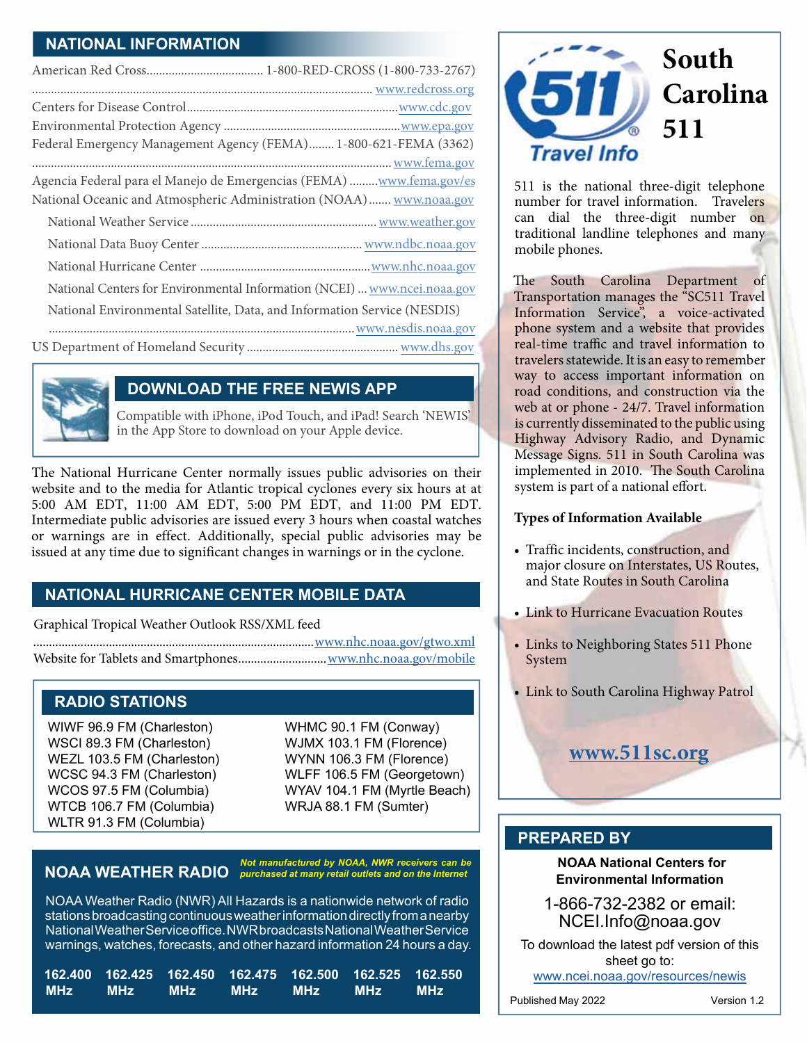## NATIONAL INFORMATION

American Red Cross..................................... 1-800-RED-CROSS (1-800-733-2767) ............................................................................................................ www.redcross.org

Centers for Disease Control.................................................................. www.cdc.gov

Environmental Protection Agency ....................................................... www.epa.gov

Federal Emergency Management Agency (FEMA)........ 1-800-621-FEMA (3362) ................................................................................................................. www.fema.gov

Agencia Federal para el Manejo de Emergencias (FEMA) .........www.fema.gov/es

National Oceanic and Atmospheric Administration (NOAA)....... www.noaa.gov

- National Weather Service ........................................................... www.weather.gov
- National Data Buoy Center ................................................... www.ndbc.noaa.gov
- National Hurricane Center ...................................................... www.nhc.noaa.gov
- National Centers for Environmental Information (NCEI) ... www.ncei.noaa.gov
- National Environmental Satellite, Data, and Information Service (NESDIS) ................................................................................. www.nesdis.noaa.gov

US Department of Homeland Security ................................................ www.dhs.gov

## DOWNLOAD THE FREE NEWIS APP

Compatible with iPhone, iPod Touch, and iPad! Search 'NEWIS' in the App Store to download on your Apple device.

The National Hurricane Center normally issues public advisories on their website and to the media for Atlantic tropical cyclones every six hours at at 5:00 AM EDT, 11:00 AM EDT, 5:00 PM EDT, and 11:00 PM EDT. Intermediate public advisories are issued every 3 hours when coastal watches or warnings are in effect. Additionally, special public advisories may be issued at any time due to significant changes in warnings or in the cyclone.

## NATIONAL HURRICANE CENTER MOBILE DATA

Graphical Tropical Weather Outlook RSS/XML feed ........................................................................................ www.nhc.noaa.gov/gtwo.xml

Website for Tablets and Smartphones............................ www.nhc.noaa.gov/mobile

## RADIO STATIONS

WIWF 96.9 FM (Charleston)
WSCI 89.3 FM (Charleston)
WEZL 103.5 FM (Charleston)
WCSC 94.3 FM (Charleston)
WCOS 97.5 FM (Columbia)
WTCB 106.7 FM (Columbia)
WLTR 91.3 FM (Columbia)
WHMC 90.1 FM (Conway)
WJMX 103.1 FM (Florence)
WYNN 106.3 FM (Florence)
WLFF 106.5 FM (Georgetown)
WYAV 104.1 FM (Myrtle Beach)
WRJA 88.1 FM (Sumter)

## NOAA WEATHER RADIO

***Not manufactured by NOAA, NWR receivers can be purchased at many retail outlets and on the Internet***

NOAA Weather Radio (NWR) All Hazards is a nationwide network of radio stations broadcasting continuous weather information directly from a nearby National Weather Service office. NWR broadcasts National Weather Service warnings, watches, forecasts, and other hazard information 24 hours a day.

**162.400 MHz** | **162.425 MHz** | **162.450 MHz** | **162.475 MHz** | **162.500 MHz** | **162.525 MHz** | **162.550 MHz**

# South Carolina 511

511 Travel Info

511 is the national three-digit telephone number for travel information. Travelers can dial the three-digit number on traditional landline telephones and many mobile phones.

The South Carolina Department of Transportation manages the "SC511 Travel Information Service", a voice-activated phone system and a website that provides real-time traffic and travel information to travelers statewide. It is an easy to remember way to access important information on road conditions, and construction via the web at or phone - 24/7. Travel information is currently disseminated to the public using Highway Advisory Radio, and Dynamic Message Signs. 511 in South Carolina was implemented in 2010. The South Carolina system is part of a national effort.

**Types of Information Available**

- Traffic incidents, construction, and major closure on Interstates, US Routes, and State Routes in South Carolina
- Link to Hurricane Evacuation Routes
- Links to Neighboring States 511 Phone System
- Link to South Carolina Highway Patrol

**www.511sc.org**

## PREPARED BY

**NOAA National Centers for Environmental Information**

1-866-732-2382 or email: NCEI.Info@noaa.gov

To download the latest pdf version of this sheet go to: www.ncei.noaa.gov/resources/newis

Published May 2022 Version 1.2